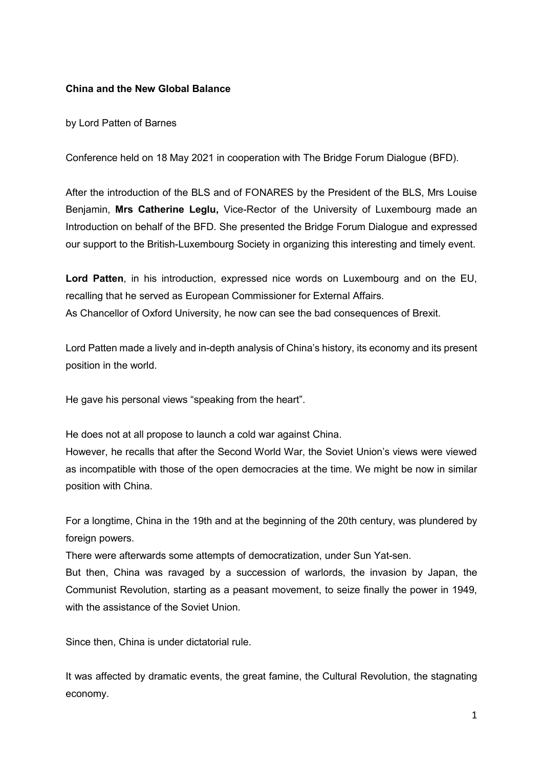**China and the New Global Balance**

by Lord Patten of Barnes

Conference held on 18 May 2021 in cooperation with The Bridge Forum Dialogue (BFD).

After the introduction of the BLS and of FONARES by the President of the BLS, Mrs Louise Benjamin, **Mrs Catherine Leglu,** Vice-Rector of the University of Luxembourg made an Introduction on behalf of the BFD. She presented the Bridge Forum Dialogue and expressed our support to the British-Luxembourg Society in organizing this interesting and timely event.

**Lord Patten**, in his introduction, expressed nice words on Luxembourg and on the EU, recalling that he served as European Commissioner for External Affairs.
As Chancellor of Oxford University, he now can see the bad consequences of Brexit.

Lord Patten made a lively and in-depth analysis of China's history, its economy and its present position in the world.

He gave his personal views "speaking from the heart".

He does not at all propose to launch a cold war against China.
However, he recalls that after the Second World War, the Soviet Union's views were viewed as incompatible with those of the open democracies at the time. We might be now in similar position with China.

For a longtime, China in the 19th and at the beginning of the 20th century, was plundered by foreign powers.
There were afterwards some attempts of democratization, under Sun Yat-sen.
But then, China was ravaged by a succession of warlords, the invasion by Japan, the Communist Revolution, starting as a peasant movement, to seize finally the power in 1949, with the assistance of the Soviet Union.

Since then, China is under dictatorial rule.

It was affected by dramatic events, the great famine, the Cultural Revolution, the stagnating economy.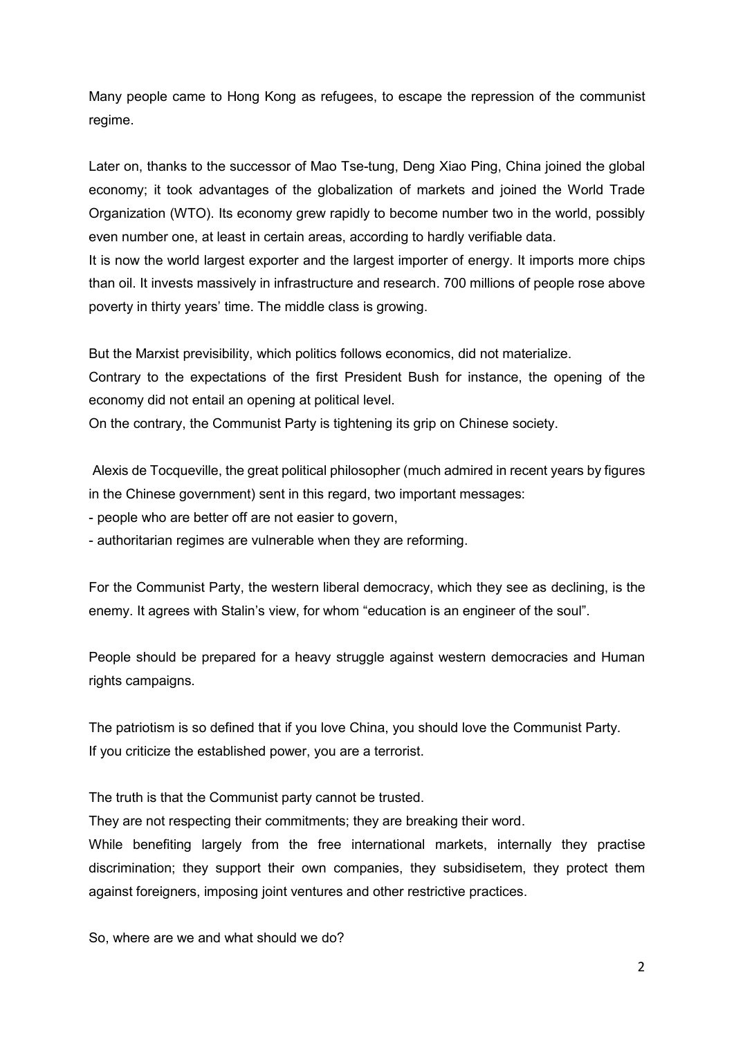Many people came to Hong Kong as refugees, to escape the repression of the communist regime.

Later on, thanks to the successor of Mao Tse-tung, Deng Xiao Ping, China joined the global economy; it took advantages of the globalization of markets and joined the World Trade Organization (WTO). Its economy grew rapidly to become number two in the world, possibly even number one, at least in certain areas, according to hardly verifiable data.

It is now the world largest exporter and the largest importer of energy. It imports more chips than oil. It invests massively in infrastructure and research. 700 millions of people rose above poverty in thirty years' time. The middle class is growing.

But the Marxist previsibility, which politics follows economics, did not materialize.

Contrary to the expectations of the first President Bush for instance, the opening of the economy did not entail an opening at political level.

On the contrary, the Communist Party is tightening its grip on Chinese society.

Alexis de Tocqueville, the great political philosopher (much admired in recent years by figures in the Chinese government) sent in this regard, two important messages:

- people who are better off are not easier to govern,
- authoritarian regimes are vulnerable when they are reforming.

For the Communist Party, the western liberal democracy, which they see as declining, is the enemy. It agrees with Stalin's view, for whom "education is an engineer of the soul".

People should be prepared for a heavy struggle against western democracies and Human rights campaigns.

The patriotism is so defined that if you love China, you should love the Communist Party.
If you criticize the established power, you are a terrorist.

The truth is that the Communist party cannot be trusted.

They are not respecting their commitments; they are breaking their word.

While benefiting largely from the free international markets, internally they practise discrimination; they support their own companies, they subsidisetem, they protect them against foreigners, imposing joint ventures and other restrictive practices.

So, where are we and what should we do?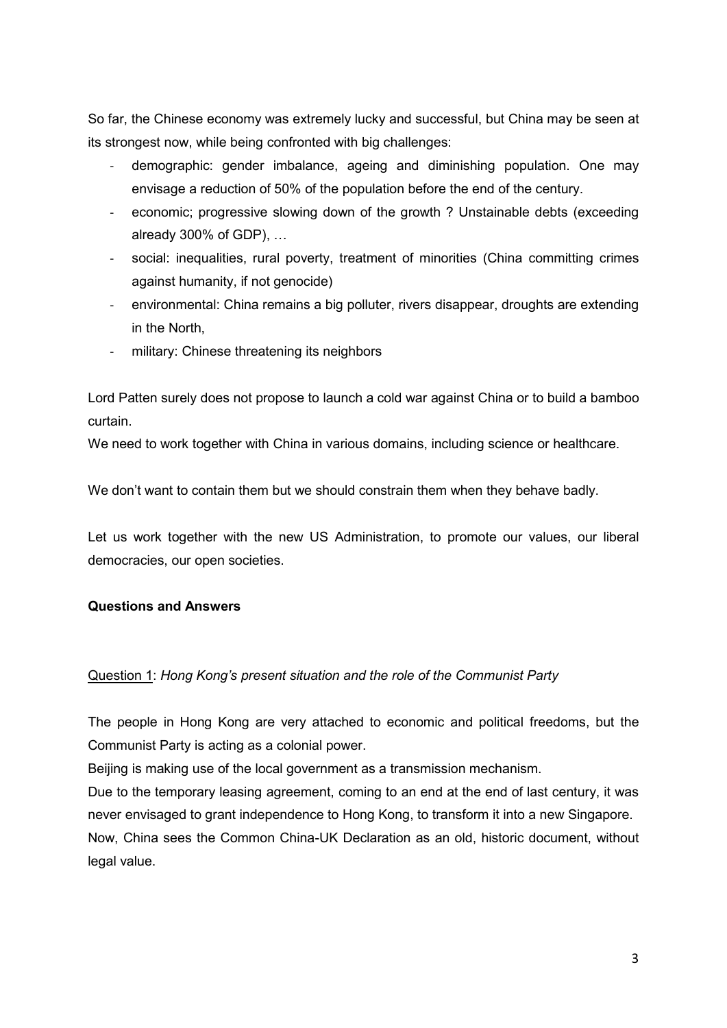So far, the Chinese economy was extremely lucky and successful, but China may be seen at its strongest now, while being confronted with big challenges:

- demographic: gender imbalance, ageing and diminishing population. One may envisage a reduction of 50% of the population before the end of the century.
- economic; progressive slowing down of the growth ? Unstainable debts (exceeding already 300% of GDP), …
- social: inequalities, rural poverty, treatment of minorities (China committing crimes against humanity, if not genocide)
- environmental: China remains a big polluter, rivers disappear, droughts are extending in the North,
- military: Chinese threatening its neighbors

Lord Patten surely does not propose to launch a cold war against China or to build a bamboo curtain.

We need to work together with China in various domains, including science or healthcare.

We don't want to contain them but we should constrain them when they behave badly.

Let us work together with the new US Administration, to promote our values, our liberal democracies, our open societies.

**Questions and Answers**

Question 1: *Hong Kong's present situation and the role of the Communist Party*

The people in Hong Kong are very attached to economic and political freedoms, but the Communist Party is acting as a colonial power.

Beijing is making use of the local government as a transmission mechanism.

Due to the temporary leasing agreement, coming to an end at the end of last century, it was never envisaged to grant independence to Hong Kong, to transform it into a new Singapore.

Now, China sees the Common China-UK Declaration as an old, historic document, without legal value.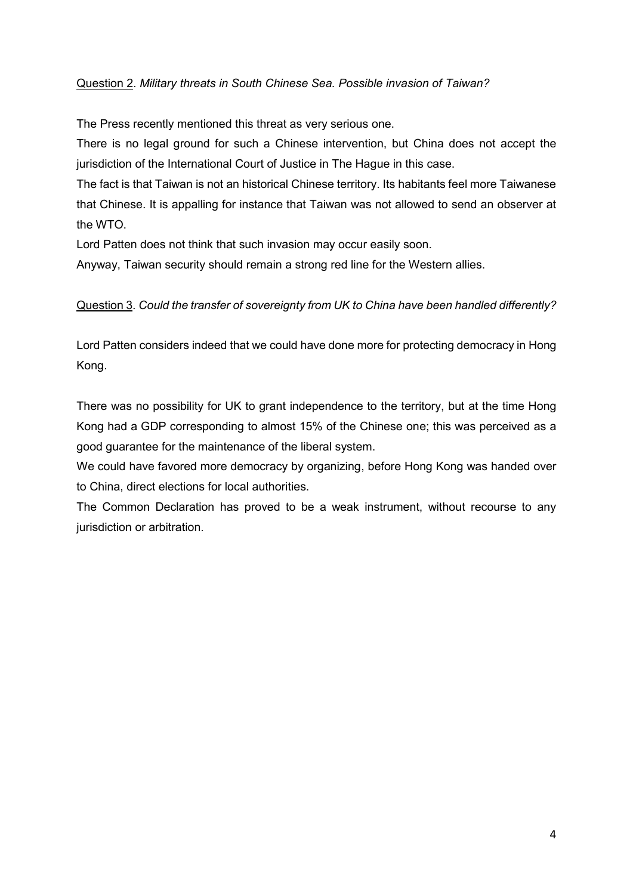<u>Question 2</u>. *Military threats in South Chinese Sea. Possible invasion of Taiwan?*

The Press recently mentioned this threat as very serious one.

There is no legal ground for such a Chinese intervention, but China does not accept the jurisdiction of the International Court of Justice in The Hague in this case.

The fact is that Taiwan is not an historical Chinese territory. Its habitants feel more Taiwanese that Chinese. It is appalling for instance that Taiwan was not allowed to send an observer at the WTO.

Lord Patten does not think that such invasion may occur easily soon.

Anyway, Taiwan security should remain a strong red line for the Western allies.

<u>Question 3</u>. *Could the transfer of sovereignty from UK to China have been handled differently?*

Lord Patten considers indeed that we could have done more for protecting democracy in Hong Kong.

There was no possibility for UK to grant independence to the territory, but at the time Hong Kong had a GDP corresponding to almost 15% of the Chinese one; this was perceived as a good guarantee for the maintenance of the liberal system.

We could have favored more democracy by organizing, before Hong Kong was handed over to China, direct elections for local authorities.

The Common Declaration has proved to be a weak instrument, without recourse to any jurisdiction or arbitration.